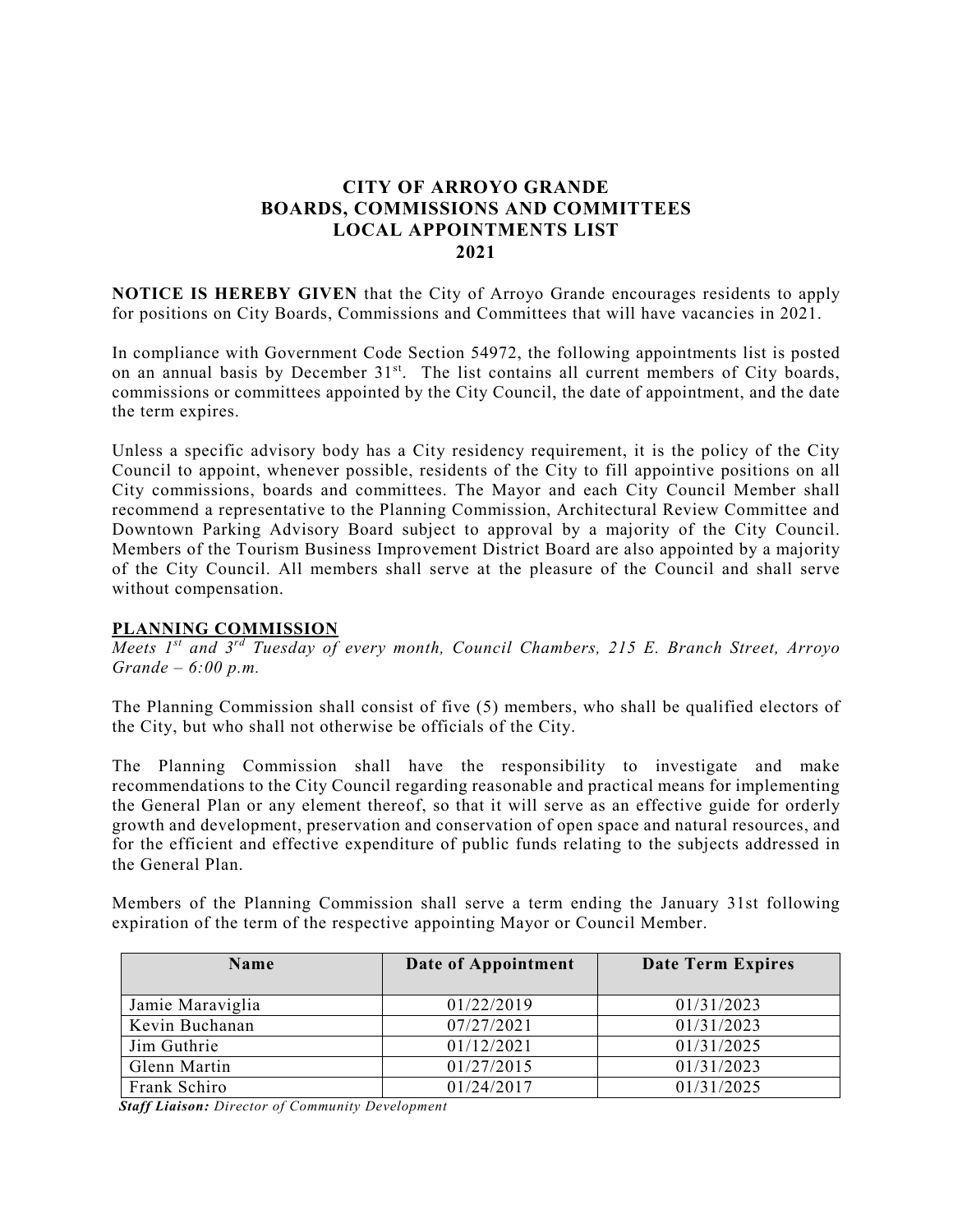# CITY OF ARROYO GRANDE
# BOARDS, COMMISSIONS AND COMMITTEES
# LOCAL APPOINTMENTS LIST
# 2021

**NOTICE IS HEREBY GIVEN** that the City of Arroyo Grande encourages residents to apply for positions on City Boards, Commissions and Committees that will have vacancies in 2021.

In compliance with Government Code Section 54972, the following appointments list is posted on an annual basis by December 31st. The list contains all current members of City boards, commissions or committees appointed by the City Council, the date of appointment, and the date the term expires.

Unless a specific advisory body has a City residency requirement, it is the policy of the City Council to appoint, whenever possible, residents of the City to fill appointive positions on all City commissions, boards and committees. The Mayor and each City Council Member shall recommend a representative to the Planning Commission, Architectural Review Committee and Downtown Parking Advisory Board subject to approval by a majority of the City Council. Members of the Tourism Business Improvement District Board are also appointed by a majority of the City Council. All members shall serve at the pleasure of the Council and shall serve without compensation.

## PLANNING COMMISSION

*Meets 1st and 3rd Tuesday of every month, Council Chambers, 215 E. Branch Street, Arroyo Grande – 6:00 p.m.*

The Planning Commission shall consist of five (5) members, who shall be qualified electors of the City, but who shall not otherwise be officials of the City.

The Planning Commission shall have the responsibility to investigate and make recommendations to the City Council regarding reasonable and practical means for implementing the General Plan or any element thereof, so that it will serve as an effective guide for orderly growth and development, preservation and conservation of open space and natural resources, and for the efficient and effective expenditure of public funds relating to the subjects addressed in the General Plan.

Members of the Planning Commission shall serve a term ending the January 31st following expiration of the term of the respective appointing Mayor or Council Member.

| Name | Date of Appointment | Date Term Expires |
|---|---|---|
| Jamie Maraviglia | 01/22/2019 | 01/31/2023 |
| Kevin Buchanan | 07/27/2021 | 01/31/2023 |
| Jim Guthrie | 01/12/2021 | 01/31/2025 |
| Glenn Martin | 01/27/2015 | 01/31/2023 |
| Frank Schiro | 01/24/2017 | 01/31/2025 |

***Staff Liaison:*** *Director of Community Development*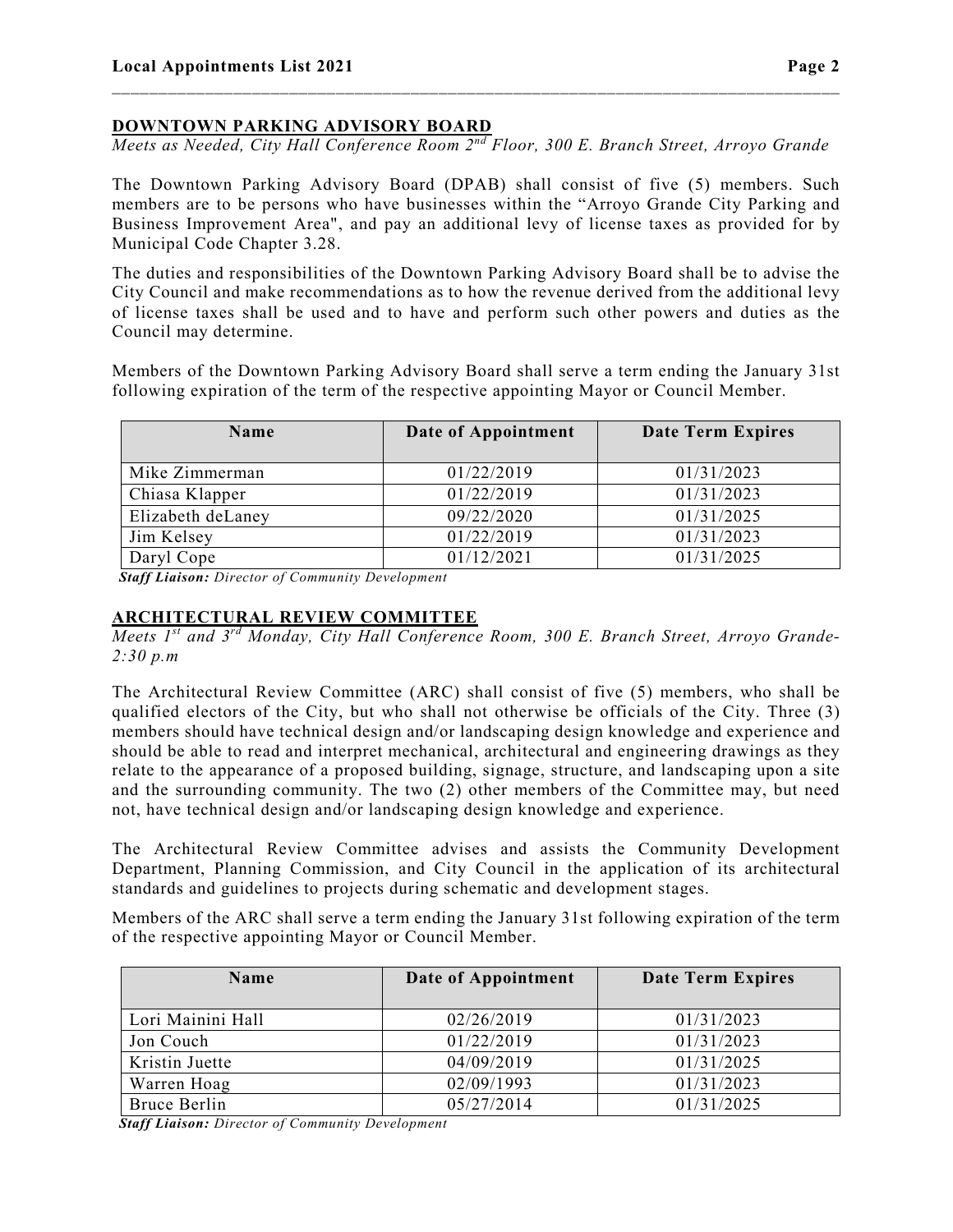## DOWNTOWN PARKING ADVISORY BOARD

*Meets as Needed, City Hall Conference Room 2nd Floor, 300 E. Branch Street, Arroyo Grande*

The Downtown Parking Advisory Board (DPAB) shall consist of five (5) members. Such members are to be persons who have businesses within the "Arroyo Grande City Parking and Business Improvement Area", and pay an additional levy of license taxes as provided for by Municipal Code Chapter 3.28.

The duties and responsibilities of the Downtown Parking Advisory Board shall be to advise the City Council and make recommendations as to how the revenue derived from the additional levy of license taxes shall be used and to have and perform such other powers and duties as the Council may determine.

Members of the Downtown Parking Advisory Board shall serve a term ending the January 31st following expiration of the term of the respective appointing Mayor or Council Member.

| Name | Date of Appointment | Date Term Expires |
|---|---|---|
| Mike Zimmerman | 01/22/2019 | 01/31/2023 |
| Chiasa Klapper | 01/22/2019 | 01/31/2023 |
| Elizabeth deLaney | 09/22/2020 | 01/31/2025 |
| Jim Kelsey | 01/22/2019 | 01/31/2023 |
| Daryl Cope | 01/12/2021 | 01/31/2025 |

***Staff Liaison:*** *Director of Community Development*

## ARCHITECTURAL REVIEW COMMITTEE

*Meets 1st and 3rd Monday, City Hall Conference Room, 300 E. Branch Street, Arroyo Grande- 2:30 p.m*

The Architectural Review Committee (ARC) shall consist of five (5) members, who shall be qualified electors of the City, but who shall not otherwise be officials of the City. Three (3) members should have technical design and/or landscaping design knowledge and experience and should be able to read and interpret mechanical, architectural and engineering drawings as they relate to the appearance of a proposed building, signage, structure, and landscaping upon a site and the surrounding community. The two (2) other members of the Committee may, but need not, have technical design and/or landscaping design knowledge and experience.

The Architectural Review Committee advises and assists the Community Development Department, Planning Commission, and City Council in the application of its architectural standards and guidelines to projects during schematic and development stages.

Members of the ARC shall serve a term ending the January 31st following expiration of the term of the respective appointing Mayor or Council Member.

| Name | Date of Appointment | Date Term Expires |
|---|---|---|
| Lori Mainini Hall | 02/26/2019 | 01/31/2023 |
| Jon Couch | 01/22/2019 | 01/31/2023 |
| Kristin Juette | 04/09/2019 | 01/31/2025 |
| Warren Hoag | 02/09/1993 | 01/31/2023 |
| Bruce Berlin | 05/27/2014 | 01/31/2025 |

***Staff Liaison:*** *Director of Community Development*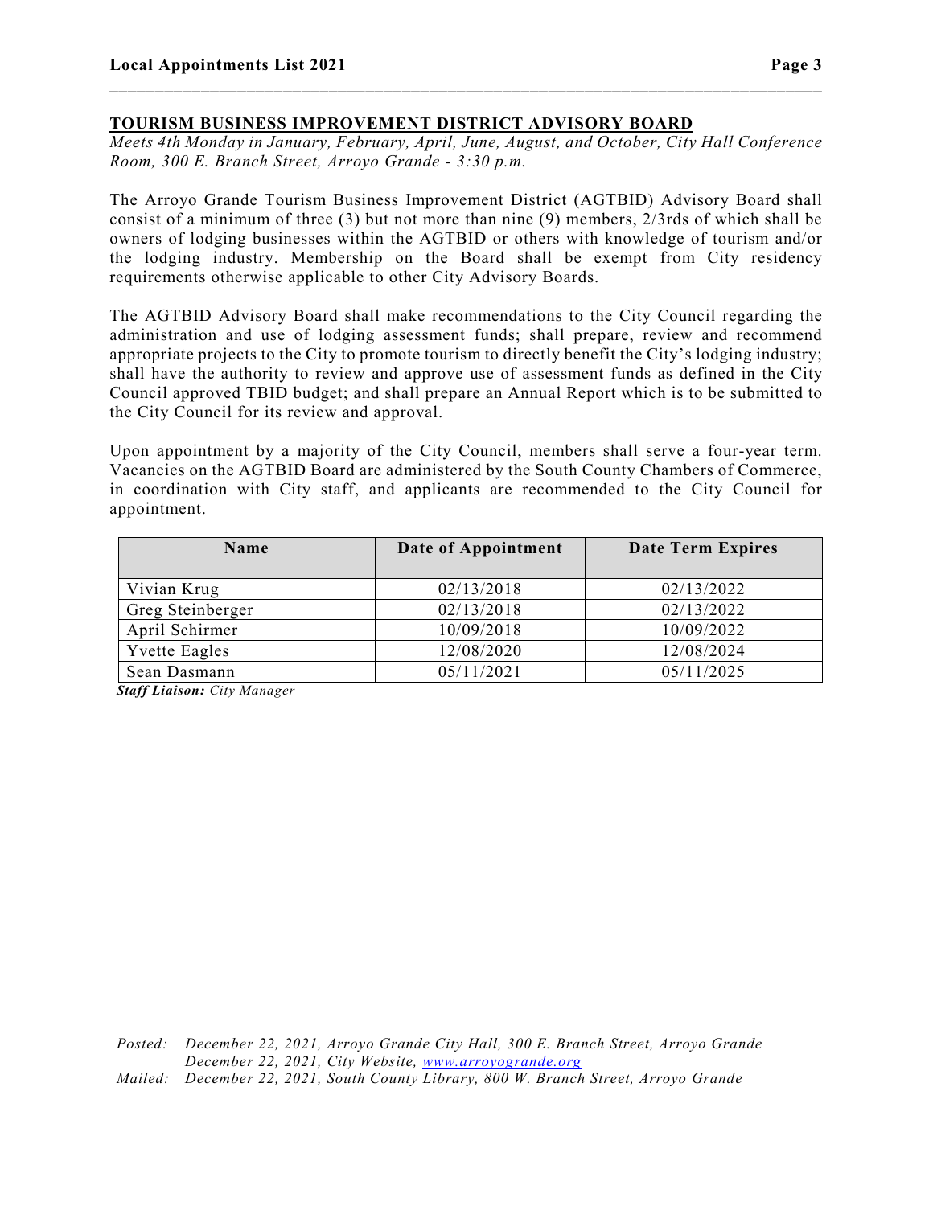## TOURISM BUSINESS IMPROVEMENT DISTRICT ADVISORY BOARD

*Meets 4th Monday in January, February, April, June, August, and October, City Hall Conference Room, 300 E. Branch Street, Arroyo Grande - 3:30 p.m.*

The Arroyo Grande Tourism Business Improvement District (AGTBID) Advisory Board shall consist of a minimum of three (3) but not more than nine (9) members, 2/3rds of which shall be owners of lodging businesses within the AGTBID or others with knowledge of tourism and/or the lodging industry. Membership on the Board shall be exempt from City residency requirements otherwise applicable to other City Advisory Boards.

The AGTBID Advisory Board shall make recommendations to the City Council regarding the administration and use of lodging assessment funds; shall prepare, review and recommend appropriate projects to the City to promote tourism to directly benefit the City's lodging industry; shall have the authority to review and approve use of assessment funds as defined in the City Council approved TBID budget; and shall prepare an Annual Report which is to be submitted to the City Council for its review and approval.

Upon appointment by a majority of the City Council, members shall serve a four-year term. Vacancies on the AGTBID Board are administered by the South County Chambers of Commerce, in coordination with City staff, and applicants are recommended to the City Council for appointment.

| Name | Date of Appointment | Date Term Expires |
|---|---|---|
| Vivian Krug | 02/13/2018 | 02/13/2022 |
| Greg Steinberger | 02/13/2018 | 02/13/2022 |
| April Schirmer | 10/09/2018 | 10/09/2022 |
| Yvette Eagles | 12/08/2020 | 12/08/2024 |
| Sean Dasmann | 05/11/2021 | 05/11/2025 |

***Staff Liaison:*** *City Manager*

*Posted: December 22, 2021, Arroyo Grande City Hall, 300 E. Branch Street, Arroyo Grande*
*December 22, 2021, City Website, www.arroyogrande.org*
*Mailed: December 22, 2021, South County Library, 800 W. Branch Street, Arroyo Grande*